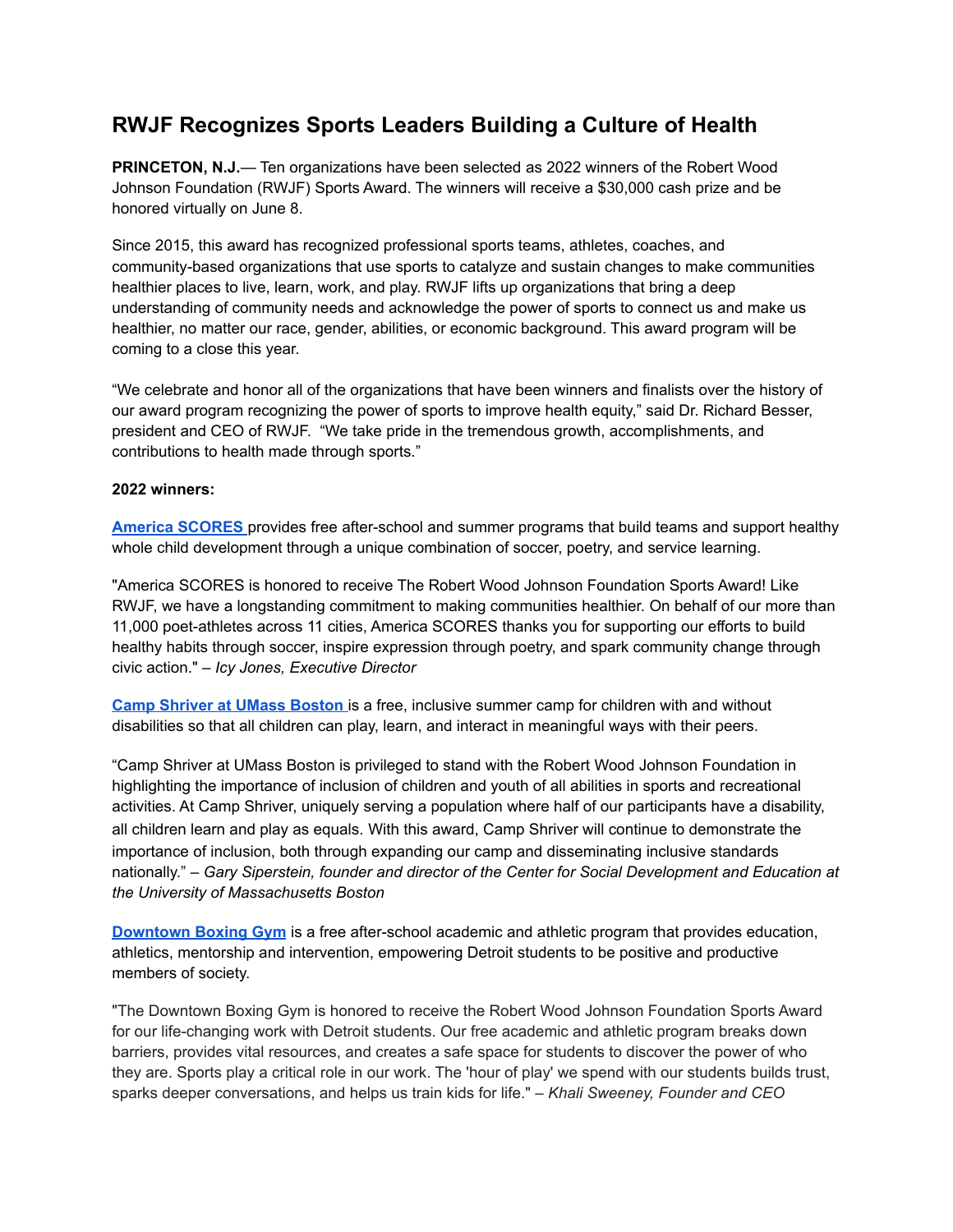# RWJF Recognizes Sports Leaders Building a Culture of Health

**PRINCETON, N.J.**— Ten organizations have been selected as 2022 winners of the Robert Wood Johnson Foundation (RWJF) Sports Award. The winners will receive a $30,000 cash prize and be honored virtually on June 8.

Since 2015, this award has recognized professional sports teams, athletes, coaches, and community-based organizations that use sports to catalyze and sustain changes to make communities healthier places to live, learn, work, and play. RWJF lifts up organizations that bring a deep understanding of community needs and acknowledge the power of sports to connect us and make us healthier, no matter our race, gender, abilities, or economic background. This award program will be coming to a close this year.

“We celebrate and honor all of the organizations that have been winners and finalists over the history of our award program recognizing the power of sports to improve health equity,” said Dr. Richard Besser, president and CEO of RWJF. “We take pride in the tremendous growth, accomplishments, and contributions to health made through sports.”

**2022 winners:**

**America SCORES** provides free after-school and summer programs that build teams and support healthy whole child development through a unique combination of soccer, poetry, and service learning.

"America SCORES is honored to receive The Robert Wood Johnson Foundation Sports Award! Like RWJF, we have a longstanding commitment to making communities healthier. On behalf of our more than 11,000 poet-athletes across 11 cities, America SCORES thanks you for supporting our efforts to build healthy habits through soccer, inspire expression through poetry, and spark community change through civic action." – *Icy Jones, Executive Director*

**Camp Shriver at UMass Boston** is a free, inclusive summer camp for children with and without disabilities so that all children can play, learn, and interact in meaningful ways with their peers.

“Camp Shriver at UMass Boston is privileged to stand with the Robert Wood Johnson Foundation in highlighting the importance of inclusion of children and youth of all abilities in sports and recreational activities. At Camp Shriver, uniquely serving a population where half of our participants have a disability, all children learn and play as equals. With this award, Camp Shriver will continue to demonstrate the importance of inclusion, both through expanding our camp and disseminating inclusive standards nationally.” – *Gary Siperstein, founder and director of the Center for Social Development and Education at the University of Massachusetts Boston*

**Downtown Boxing Gym** is a free after-school academic and athletic program that provides education, athletics, mentorship and intervention, empowering Detroit students to be positive and productive members of society.

"The Downtown Boxing Gym is honored to receive the Robert Wood Johnson Foundation Sports Award for our life-changing work with Detroit students. Our free academic and athletic program breaks down barriers, provides vital resources, and creates a safe space for students to discover the power of who they are. Sports play a critical role in our work. The 'hour of play' we spend with our students builds trust, sparks deeper conversations, and helps us train kids for life." – *Khali Sweeney, Founder and CEO*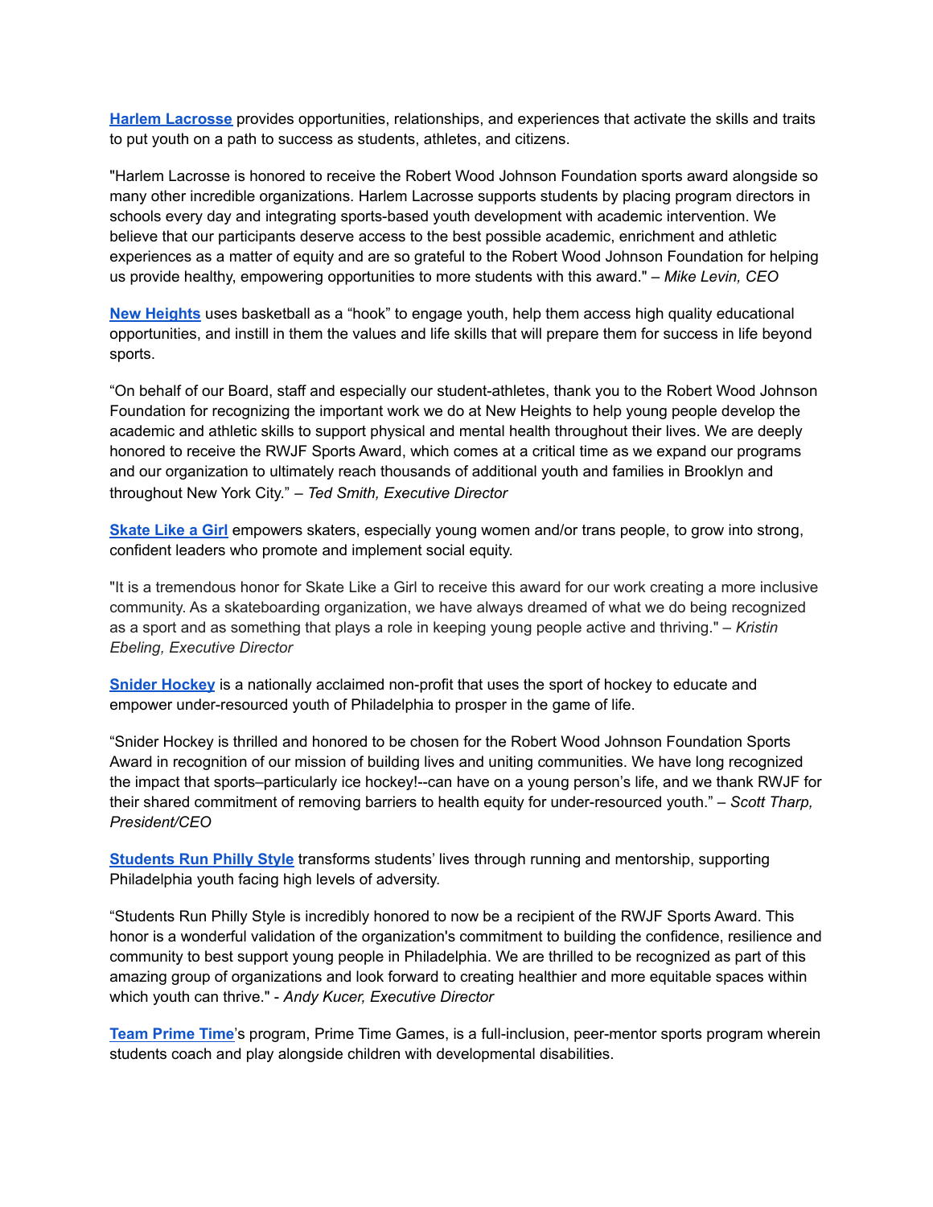**Harlem Lacrosse** provides opportunities, relationships, and experiences that activate the skills and traits to put youth on a path to success as students, athletes, and citizens.

"Harlem Lacrosse is honored to receive the Robert Wood Johnson Foundation sports award alongside so many other incredible organizations. Harlem Lacrosse supports students by placing program directors in schools every day and integrating sports-based youth development with academic intervention. We believe that our participants deserve access to the best possible academic, enrichment and athletic experiences as a matter of equity and are so grateful to the Robert Wood Johnson Foundation for helping us provide healthy, empowering opportunities to more students with this award." – *Mike Levin, CEO*

**New Heights** uses basketball as a "hook" to engage youth, help them access high quality educational opportunities, and instill in them the values and life skills that will prepare them for success in life beyond sports.

"On behalf of our Board, staff and especially our student-athletes, thank you to the Robert Wood Johnson Foundation for recognizing the important work we do at New Heights to help young people develop the academic and athletic skills to support physical and mental health throughout their lives. We are deeply honored to receive the RWJF Sports Award, which comes at a critical time as we expand our programs and our organization to ultimately reach thousands of additional youth and families in Brooklyn and throughout New York City." – *Ted Smith, Executive Director*

**Skate Like a Girl** empowers skaters, especially young women and/or trans people, to grow into strong, confident leaders who promote and implement social equity.

"It is a tremendous honor for Skate Like a Girl to receive this award for our work creating a more inclusive community. As a skateboarding organization, we have always dreamed of what we do being recognized as a sport and as something that plays a role in keeping young people active and thriving." – *Kristin Ebeling, Executive Director*

**Snider Hockey** is a nationally acclaimed non-profit that uses the sport of hockey to educate and empower under-resourced youth of Philadelphia to prosper in the game of life.

"Snider Hockey is thrilled and honored to be chosen for the Robert Wood Johnson Foundation Sports Award in recognition of our mission of building lives and uniting communities. We have long recognized the impact that sports–particularly ice hockey!--can have on a young person's life, and we thank RWJF for their shared commitment of removing barriers to health equity for under-resourced youth." – *Scott Tharp, President/CEO*

**Students Run Philly Style** transforms students' lives through running and mentorship, supporting Philadelphia youth facing high levels of adversity.

"Students Run Philly Style is incredibly honored to now be a recipient of the RWJF Sports Award. This honor is a wonderful validation of the organization's commitment to building the confidence, resilience and community to best support young people in Philadelphia. We are thrilled to be recognized as part of this amazing group of organizations and look forward to creating healthier and more equitable spaces within which youth can thrive." - *Andy Kucer, Executive Director*

**Team Prime Time**'s program, Prime Time Games, is a full-inclusion, peer-mentor sports program wherein students coach and play alongside children with developmental disabilities.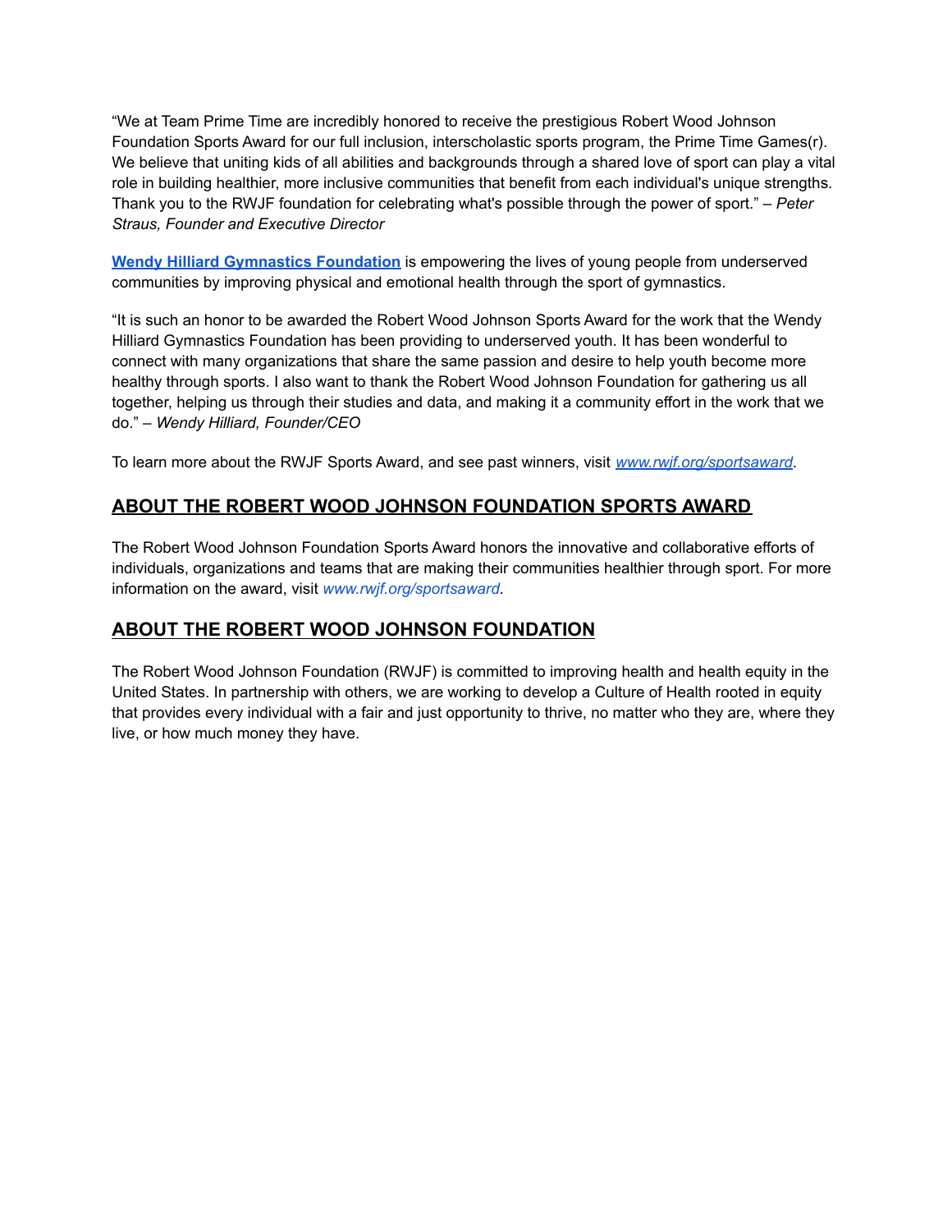"We at Team Prime Time are incredibly honored to receive the prestigious Robert Wood Johnson Foundation Sports Award for our full inclusion, interscholastic sports program, the Prime Time Games(r). We believe that uniting kids of all abilities and backgrounds through a shared love of sport can play a vital role in building healthier, more inclusive communities that benefit from each individual's unique strengths. Thank you to the RWJF foundation for celebrating what's possible through the power of sport." – *Peter Straus, Founder and Executive Director*

**Wendy Hilliard Gymnastics Foundation** is empowering the lives of young people from underserved communities by improving physical and emotional health through the sport of gymnastics.

"It is such an honor to be awarded the Robert Wood Johnson Sports Award for the work that the Wendy Hilliard Gymnastics Foundation has been providing to underserved youth. It has been wonderful to connect with many organizations that share the same passion and desire to help youth become more healthy through sports. I also want to thank the Robert Wood Johnson Foundation for gathering us all together, helping us through their studies and data, and making it a community effort in the work that we do." – *Wendy Hilliard, Founder/CEO*

To learn more about the RWJF Sports Award, and see past winners, visit *www.rwjf.org/sportsaward*.

## ABOUT THE ROBERT WOOD JOHNSON FOUNDATION SPORTS AWARD

The Robert Wood Johnson Foundation Sports Award honors the innovative and collaborative efforts of individuals, organizations and teams that are making their communities healthier through sport. For more information on the award, visit *www.rwjf.org/sportsaward*.

## ABOUT THE ROBERT WOOD JOHNSON FOUNDATION

The Robert Wood Johnson Foundation (RWJF) is committed to improving health and health equity in the United States. In partnership with others, we are working to develop a Culture of Health rooted in equity that provides every individual with a fair and just opportunity to thrive, no matter who they are, where they live, or how much money they have.